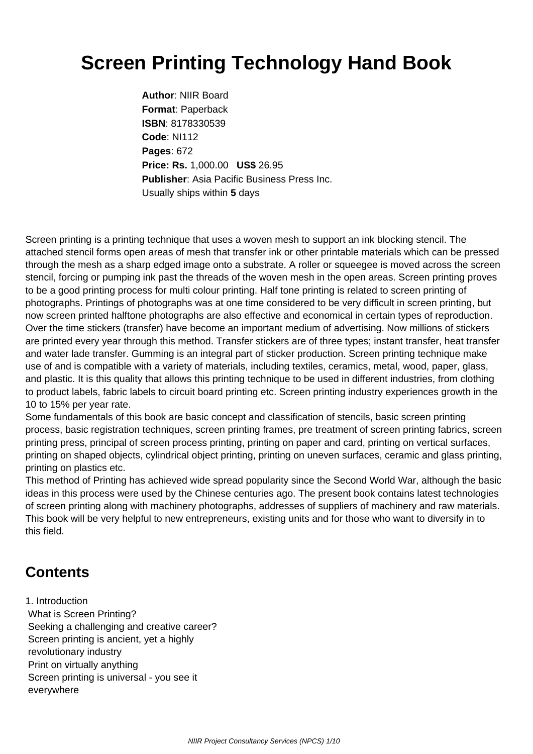# Screen Printing Technology Hand Book

**Author**: NIIR Board
**Format**: Paperback
**ISBN**: 8178330539
**Code**: NI112
**Pages**: 672
**Price: Rs.** 1,000.00 **US$** 26.95
**Publisher**: Asia Pacific Business Press Inc.
Usually ships within **5** days

Screen printing is a printing technique that uses a woven mesh to support an ink blocking stencil. The attached stencil forms open areas of mesh that transfer ink or other printable materials which can be pressed through the mesh as a sharp edged image onto a substrate. A roller or squeegee is moved across the screen stencil, forcing or pumping ink past the threads of the woven mesh in the open areas. Screen printing proves to be a good printing process for multi colour printing. Half tone printing is related to screen printing of photographs. Printings of photographs was at one time considered to be very difficult in screen printing, but now screen printed halftone photographs are also effective and economical in certain types of reproduction. Over the time stickers (transfer) have become an important medium of advertising. Now millions of stickers are printed every year through this method. Transfer stickers are of three types; instant transfer, heat transfer and water lade transfer. Gumming is an integral part of sticker production. Screen printing technique make use of and is compatible with a variety of materials, including textiles, ceramics, metal, wood, paper, glass, and plastic. It is this quality that allows this printing technique to be used in different industries, from clothing to product labels, fabric labels to circuit board printing etc. Screen printing industry experiences growth in the 10 to 15% per year rate.

Some fundamentals of this book are basic concept and classification of stencils, basic screen printing process, basic registration techniques, screen printing frames, pre treatment of screen printing fabrics, screen printing press, principal of screen process printing, printing on paper and card, printing on vertical surfaces, printing on shaped objects, cylindrical object printing, printing on uneven surfaces, ceramic and glass printing, printing on plastics etc.

This method of Printing has achieved wide spread popularity since the Second World War, although the basic ideas in this process were used by the Chinese centuries ago. The present book contains latest technologies of screen printing along with machinery photographs, addresses of suppliers of machinery and raw materials. This book will be very helpful to new entrepreneurs, existing units and for those who want to diversify in to this field.

## Contents

1. Introduction
   - What is Screen Printing?
   - Seeking a challenging and creative career?
   - Screen printing is ancient, yet a highly revolutionary industry
   - Print on virtually anything
   - Screen printing is universal - you see it everywhere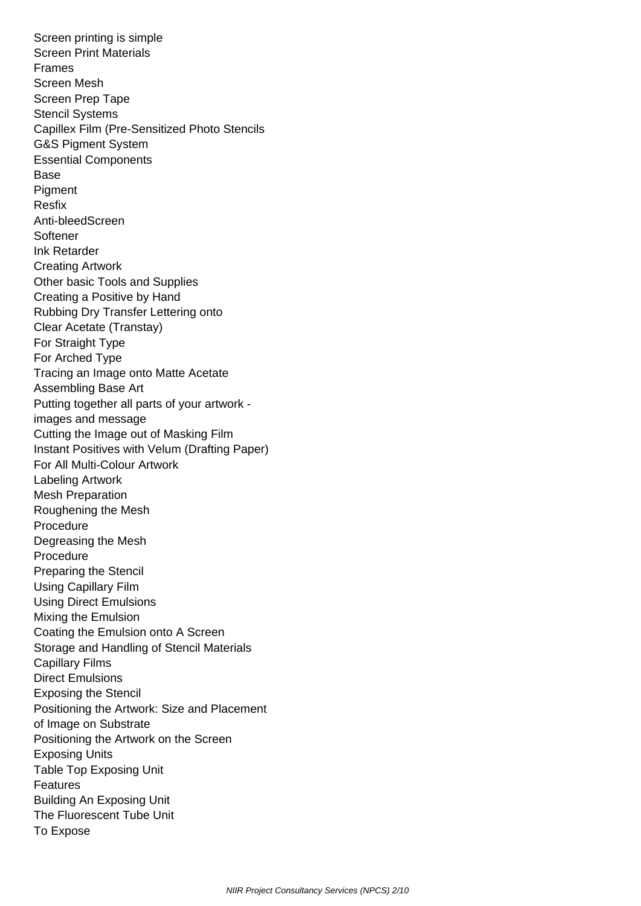Screen printing is simple
Screen Print Materials
Frames
Screen Mesh
Screen Prep Tape
Stencil Systems
Capillex Film (Pre-Sensitized Photo Stencils
G&S Pigment System
Essential Components
Base
Pigment
Resfix
Anti-bleedScreen
Softener
Ink Retarder
Creating Artwork
Other basic Tools and Supplies
Creating a Positive by Hand
Rubbing Dry Transfer Lettering onto
Clear Acetate (Transtay)
For Straight Type
For Arched Type
Tracing an Image onto Matte Acetate
Assembling Base Art
Putting together all parts of your artwork -
images and message
Cutting the Image out of Masking Film
Instant Positives with Velum (Drafting Paper)
For All Multi-Colour Artwork
Labeling Artwork
Mesh Preparation
Roughening the Mesh
Procedure
Degreasing the Mesh
Procedure
Preparing the Stencil
Using Capillary Film
Using Direct Emulsions
Mixing the Emulsion
Coating the Emulsion onto A Screen
Storage and Handling of Stencil Materials
Capillary Films
Direct Emulsions
Exposing the Stencil
Positioning the Artwork: Size and Placement
of Image on Substrate
Positioning the Artwork on the Screen
Exposing Units
Table Top Exposing Unit
Features
Building An Exposing Unit
The Fluorescent Tube Unit
To Expose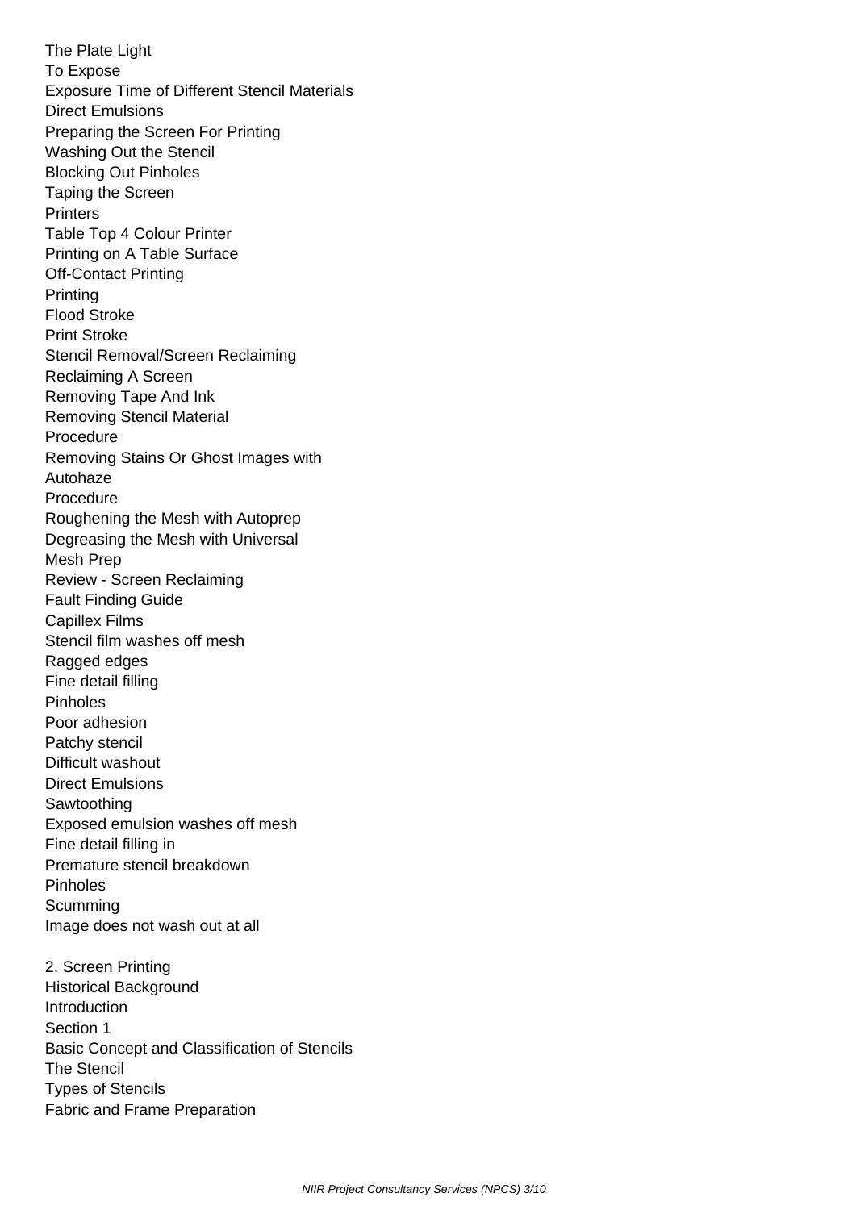The Plate Light
To Expose
Exposure Time of Different Stencil Materials
Direct Emulsions
Preparing the Screen For Printing
Washing Out the Stencil
Blocking Out Pinholes
Taping the Screen
Printers
Table Top 4 Colour Printer
Printing on A Table Surface
Off-Contact Printing
Printing
Flood Stroke
Print Stroke
Stencil Removal/Screen Reclaiming
Reclaiming A Screen
Removing Tape And Ink
Removing Stencil Material
Procedure
Removing Stains Or Ghost Images with
Autohaze
Procedure
Roughening the Mesh with Autoprep
Degreasing the Mesh with Universal
Mesh Prep
Review - Screen Reclaiming
Fault Finding Guide
Capillex Films
Stencil film washes off mesh
Ragged edges
Fine detail filling
Pinholes
Poor adhesion
Patchy stencil
Difficult washout
Direct Emulsions
Sawtoothing
Exposed emulsion washes off mesh
Fine detail filling in
Premature stencil breakdown
Pinholes
Scumming
Image does not wash out at all

2. Screen Printing
Historical Background
Introduction
Section 1
Basic Concept and Classification of Stencils
The Stencil
Types of Stencils
Fabric and Frame Preparation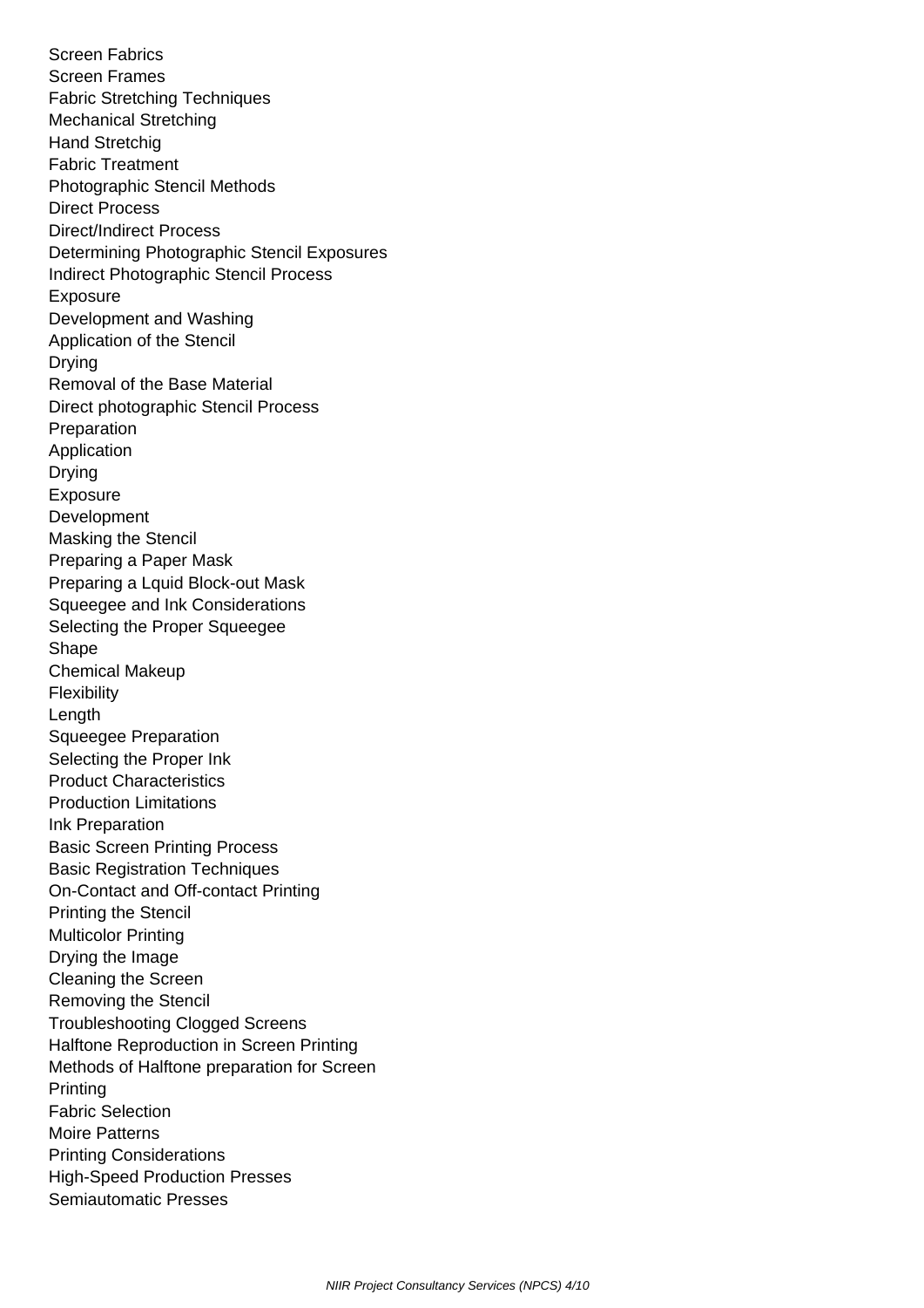Screen Fabrics
Screen Frames
Fabric Stretching Techniques
Mechanical Stretching
Hand Stretchig
Fabric Treatment
Photographic Stencil Methods
Direct Process
Direct/Indirect Process
Determining Photographic Stencil Exposures
Indirect Photographic Stencil Process
Exposure
Development and Washing
Application of the Stencil
Drying
Removal of the Base Material
Direct photographic Stencil Process
Preparation
Application
Drying
Exposure
Development
Masking the Stencil
Preparing a Paper Mask
Preparing a Lquid Block-out Mask
Squeegee and Ink Considerations
Selecting the Proper Squeegee
Shape
Chemical Makeup
Flexibility
Length
Squeegee Preparation
Selecting the Proper Ink
Product Characteristics
Production Limitations
Ink Preparation
Basic Screen Printing Process
Basic Registration Techniques
On-Contact and Off-contact Printing
Printing the Stencil
Multicolor Printing
Drying the Image
Cleaning the Screen
Removing the Stencil
Troubleshooting Clogged Screens
Halftone Reproduction in Screen Printing
Methods of Halftone preparation for Screen Printing
Fabric Selection
Moire Patterns
Printing Considerations
High-Speed Production Presses
Semiautomatic Presses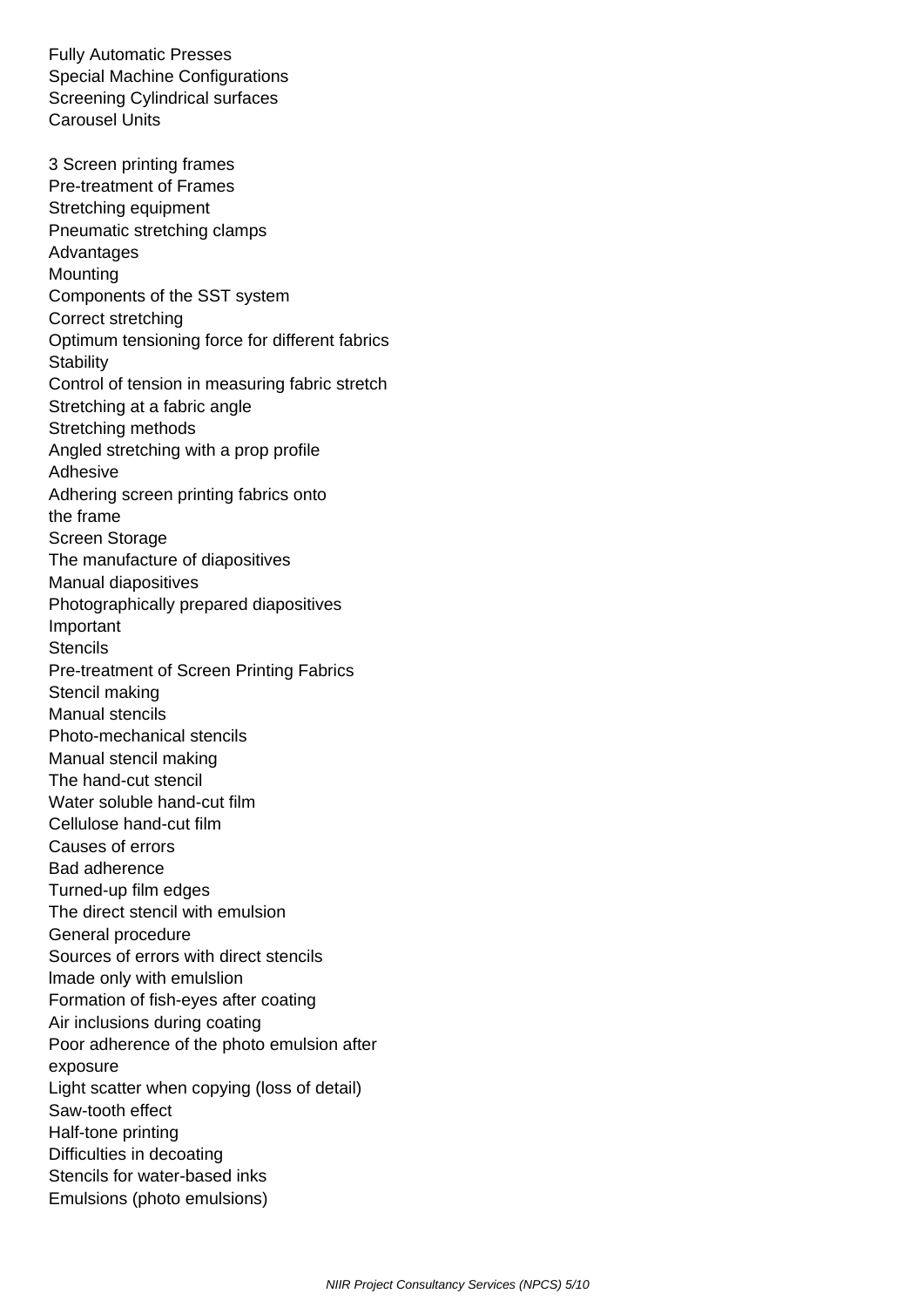Fully Automatic Presses
Special Machine Configurations
Screening Cylindrical surfaces
Carousel Units

3 Screen printing frames
Pre-treatment of Frames
Stretching equipment
Pneumatic stretching clamps
Advantages
Mounting
Components of the SST system
Correct stretching
Optimum tensioning force for different fabrics
Stability
Control of tension in measuring fabric stretch
Stretching at a fabric angle
Stretching methods
Angled stretching with a prop profile
Adhesive
Adhering screen printing fabrics onto
the frame
Screen Storage
The manufacture of diapositives
Manual diapositives
Photographically prepared diapositives
Important
Stencils
Pre-treatment of Screen Printing Fabrics
Stencil making
Manual stencils
Photo-mechanical stencils
Manual stencil making
The hand-cut stencil
Water soluble hand-cut film
Cellulose hand-cut film
Causes of errors
Bad adherence
Turned-up film edges
The direct stencil with emulsion
General procedure
Sources of errors with direct stencils
lmade only with emulslion
Formation of fish-eyes after coating
Air inclusions during coating
Poor adherence of the photo emulsion after
exposure
Light scatter when copying (loss of detail)
Saw-tooth effect
Half-tone printing
Difficulties in decoating
Stencils for water-based inks
Emulsions (photo emulsions)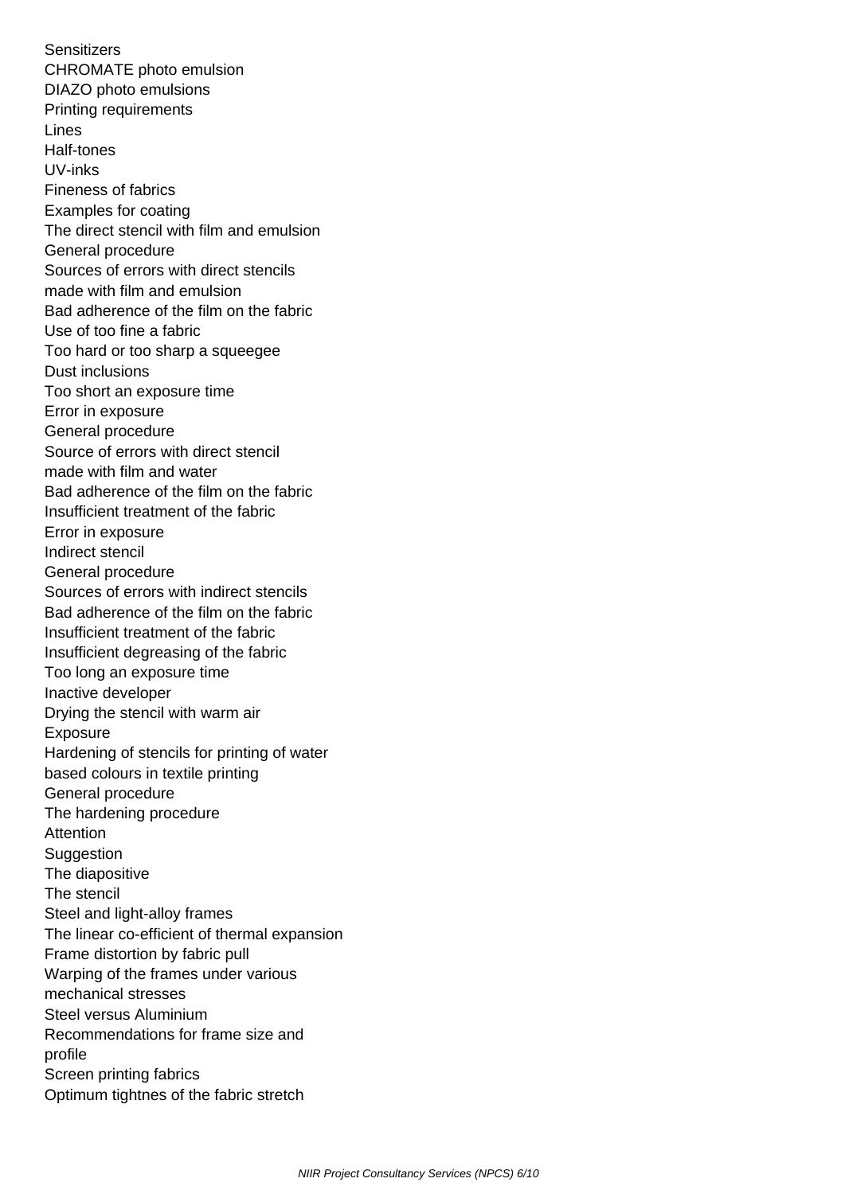Sensitizers
CHROMATE photo emulsion
DIAZO photo emulsions
Printing requirements
Lines
Half-tones
UV-inks
Fineness of fabrics
Examples for coating
The direct stencil with film and emulsion
General procedure
Sources of errors with direct stencils made with film and emulsion
Bad adherence of the film on the fabric
Use of too fine a fabric
Too hard or too sharp a squeegee
Dust inclusions
Too short an exposure time
Error in exposure
General procedure
Source of errors with direct stencil made with film and water
Bad adherence of the film on the fabric
Insufficient treatment of the fabric
Error in exposure
Indirect stencil
General procedure
Sources of errors with indirect stencils
Bad adherence of the film on the fabric
Insufficient treatment of the fabric
Insufficient degreasing of the fabric
Too long an exposure time
Inactive developer
Drying the stencil with warm air
Exposure
Hardening of stencils for printing of water based colours in textile printing
General procedure
The hardening procedure
Attention
Suggestion
The diapositive
The stencil
Steel and light-alloy frames
The linear co-efficient of thermal expansion
Frame distortion by fabric pull
Warping of the frames under various mechanical stresses
Steel versus Aluminium
Recommendations for frame size and profile
Screen printing fabrics
Optimum tightnes of the fabric stretch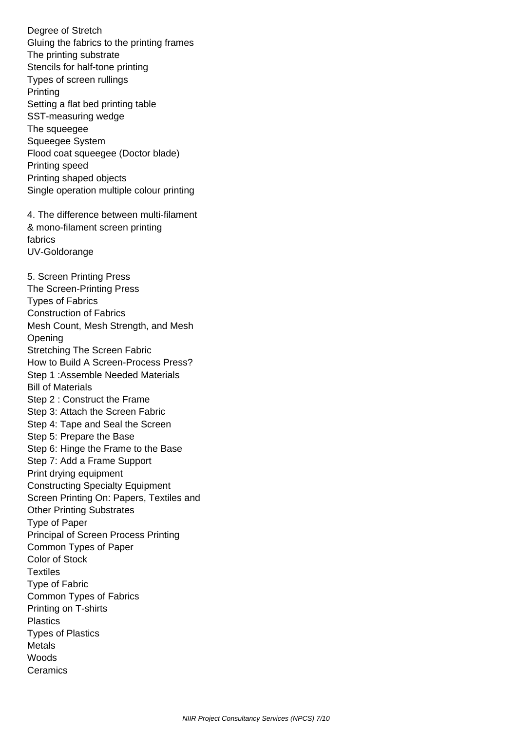Degree of Stretch
Gluing the fabrics to the printing frames
The printing substrate
Stencils for half-tone printing
Types of screen rullings
Printing
Setting a flat bed printing table
SST-measuring wedge
The squeegee
Squeegee System
Flood coat squeegee (Doctor blade)
Printing speed
Printing shaped objects
Single operation multiple colour printing

4. The difference between multi-filament & mono-filament screen printing fabrics
UV-Goldorange

5. Screen Printing Press
The Screen-Printing Press
Types of Fabrics
Construction of Fabrics
Mesh Count, Mesh Strength, and Mesh Opening
Stretching The Screen Fabric
How to Build A Screen-Process Press?
Step 1 :Assemble Needed Materials
Bill of Materials
Step 2 : Construct the Frame
Step 3: Attach the Screen Fabric
Step 4: Tape and Seal the Screen
Step 5: Prepare the Base
Step 6: Hinge the Frame to the Base
Step 7: Add a Frame Support
Print drying equipment
Constructing Specialty Equipment
Screen Printing On: Papers, Textiles and Other Printing Substrates
Type of Paper
Principal of Screen Process Printing
Common Types of Paper
Color of Stock
Textiles
Type of Fabric
Common Types of Fabrics
Printing on T-shirts
Plastics
Types of Plastics
Metals
Woods
Ceramics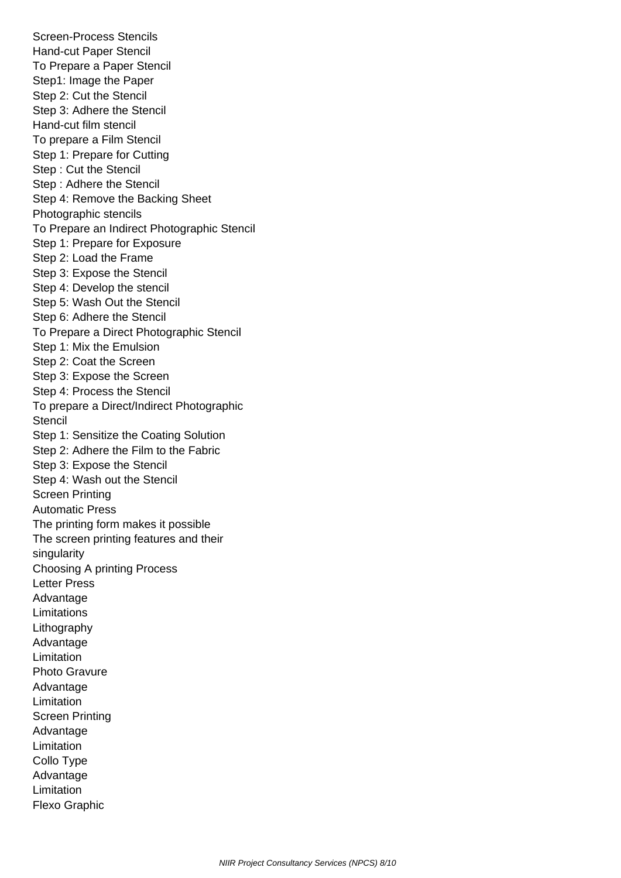Screen-Process Stencils
Hand-cut Paper Stencil
To Prepare a Paper Stencil
Step1: Image the Paper
Step 2: Cut the Stencil
Step 3: Adhere the Stencil
Hand-cut film stencil
To prepare a Film Stencil
Step 1: Prepare for Cutting
Step : Cut the Stencil
Step : Adhere the Stencil
Step 4: Remove the Backing Sheet
Photographic stencils
To Prepare an Indirect Photographic Stencil
Step 1: Prepare for Exposure
Step 2: Load the Frame
Step 3: Expose the Stencil
Step 4: Develop the stencil
Step 5: Wash Out the Stencil
Step 6: Adhere the Stencil
To Prepare a Direct Photographic Stencil
Step 1: Mix the Emulsion
Step 2: Coat the Screen
Step 3: Expose the Screen
Step 4: Process the Stencil
To prepare a Direct/Indirect Photographic Stencil
Step 1: Sensitize the Coating Solution
Step 2: Adhere the Film to the Fabric
Step 3: Expose the Stencil
Step 4: Wash out the Stencil
Screen Printing
Automatic Press
The printing form makes it possible
The screen printing features and their singularity
Choosing A printing Process
Letter Press
Advantage
Limitations
Lithography
Advantage
Limitation
Photo Gravure
Advantage
Limitation
Screen Printing
Advantage
Limitation
Collo Type
Advantage
Limitation
Flexo Graphic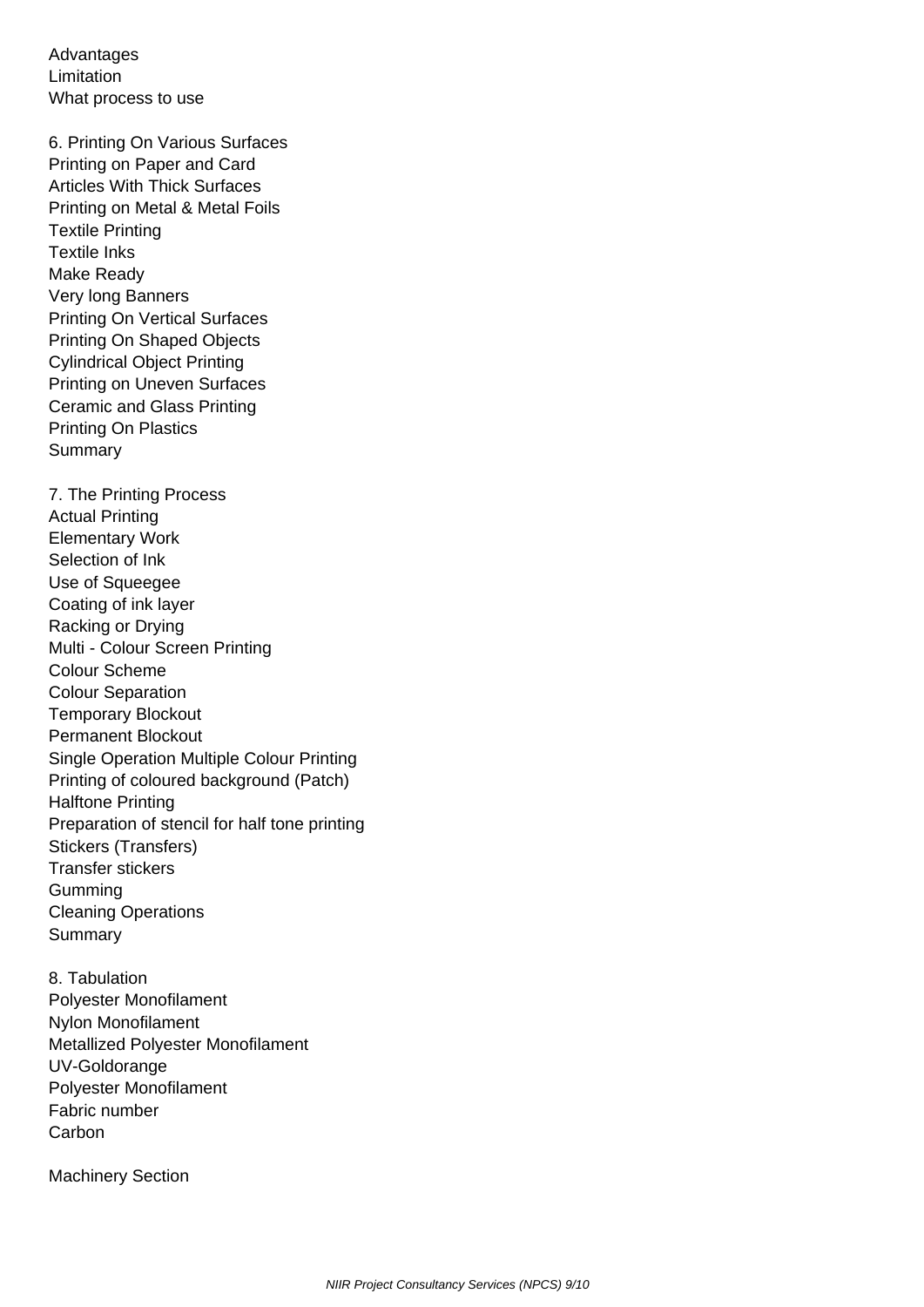Advantages
Limitation
What process to use

6. Printing On Various Surfaces
Printing on Paper and Card
Articles With Thick Surfaces
Printing on Metal & Metal Foils
Textile Printing
Textile Inks
Make Ready
Very long Banners
Printing On Vertical Surfaces
Printing On Shaped Objects
Cylindrical Object Printing
Printing on Uneven Surfaces
Ceramic and Glass Printing
Printing On Plastics
Summary

7. The Printing Process
Actual Printing
Elementary Work
Selection of Ink
Use of Squeegee
Coating of ink layer
Racking or Drying
Multi - Colour Screen Printing
Colour Scheme
Colour Separation
Temporary Blockout
Permanent Blockout
Single Operation Multiple Colour Printing
Printing of coloured background (Patch)
Halftone Printing
Preparation of stencil for half tone printing
Stickers (Transfers)
Transfer stickers
Gumming
Cleaning Operations
Summary

8. Tabulation
Polyester Monofilament
Nylon Monofilament
Metallized Polyester Monofilament
UV-Goldorange
Polyester Monofilament
Fabric number
Carbon

Machinery Section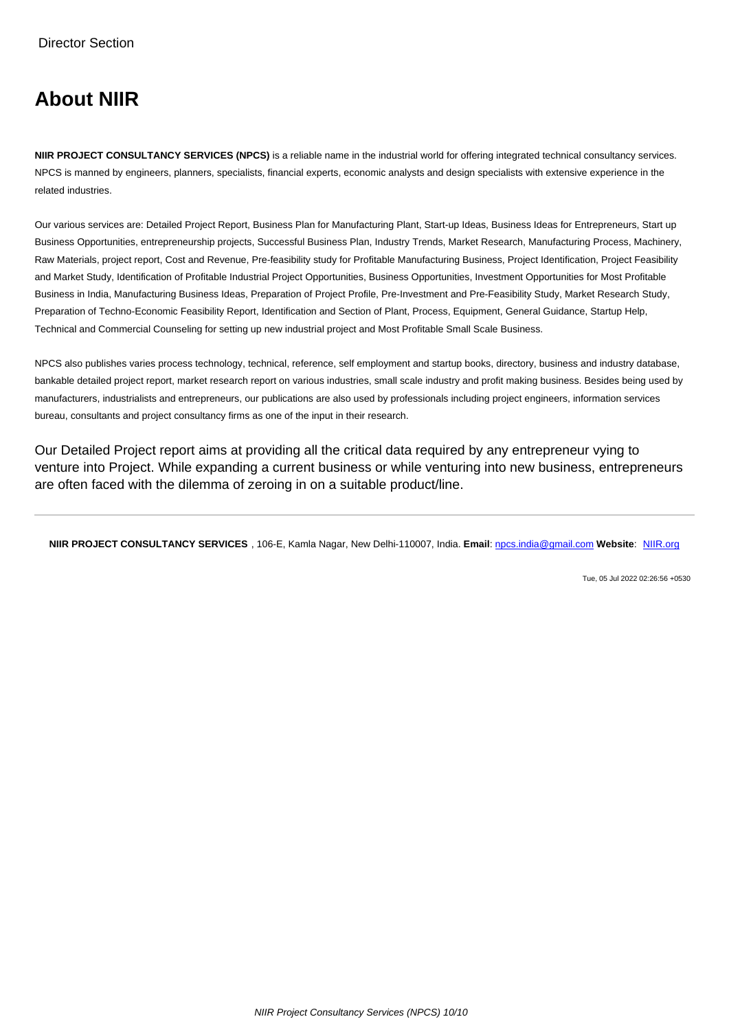Director Section

# About NIIR

**NIIR PROJECT CONSULTANCY SERVICES (NPCS)** is a reliable name in the industrial world for offering integrated technical consultancy services. NPCS is manned by engineers, planners, specialists, financial experts, economic analysts and design specialists with extensive experience in the related industries.

Our various services are: Detailed Project Report, Business Plan for Manufacturing Plant, Start-up Ideas, Business Ideas for Entrepreneurs, Start up Business Opportunities, entrepreneurship projects, Successful Business Plan, Industry Trends, Market Research, Manufacturing Process, Machinery, Raw Materials, project report, Cost and Revenue, Pre-feasibility study for Profitable Manufacturing Business, Project Identification, Project Feasibility and Market Study, Identification of Profitable Industrial Project Opportunities, Business Opportunities, Investment Opportunities for Most Profitable Business in India, Manufacturing Business Ideas, Preparation of Project Profile, Pre-Investment and Pre-Feasibility Study, Market Research Study, Preparation of Techno-Economic Feasibility Report, Identification and Section of Plant, Process, Equipment, General Guidance, Startup Help, Technical and Commercial Counseling for setting up new industrial project and Most Profitable Small Scale Business.

NPCS also publishes varies process technology, technical, reference, self employment and startup books, directory, business and industry database, bankable detailed project report, market research report on various industries, small scale industry and profit making business. Besides being used by manufacturers, industrialists and entrepreneurs, our publications are also used by professionals including project engineers, information services bureau, consultants and project consultancy firms as one of the input in their research.

Our Detailed Project report aims at providing all the critical data required by any entrepreneur vying to venture into Project. While expanding a current business or while venturing into new business, entrepreneurs are often faced with the dilemma of zeroing in on a suitable product/line.

---

**NIIR PROJECT CONSULTANCY SERVICES** , 106-E, Kamla Nagar, New Delhi-110007, India. **Email**: npcs.india@gmail.com **Website**: NIIR.org

Tue, 05 Jul 2022 02:26:56 +0530